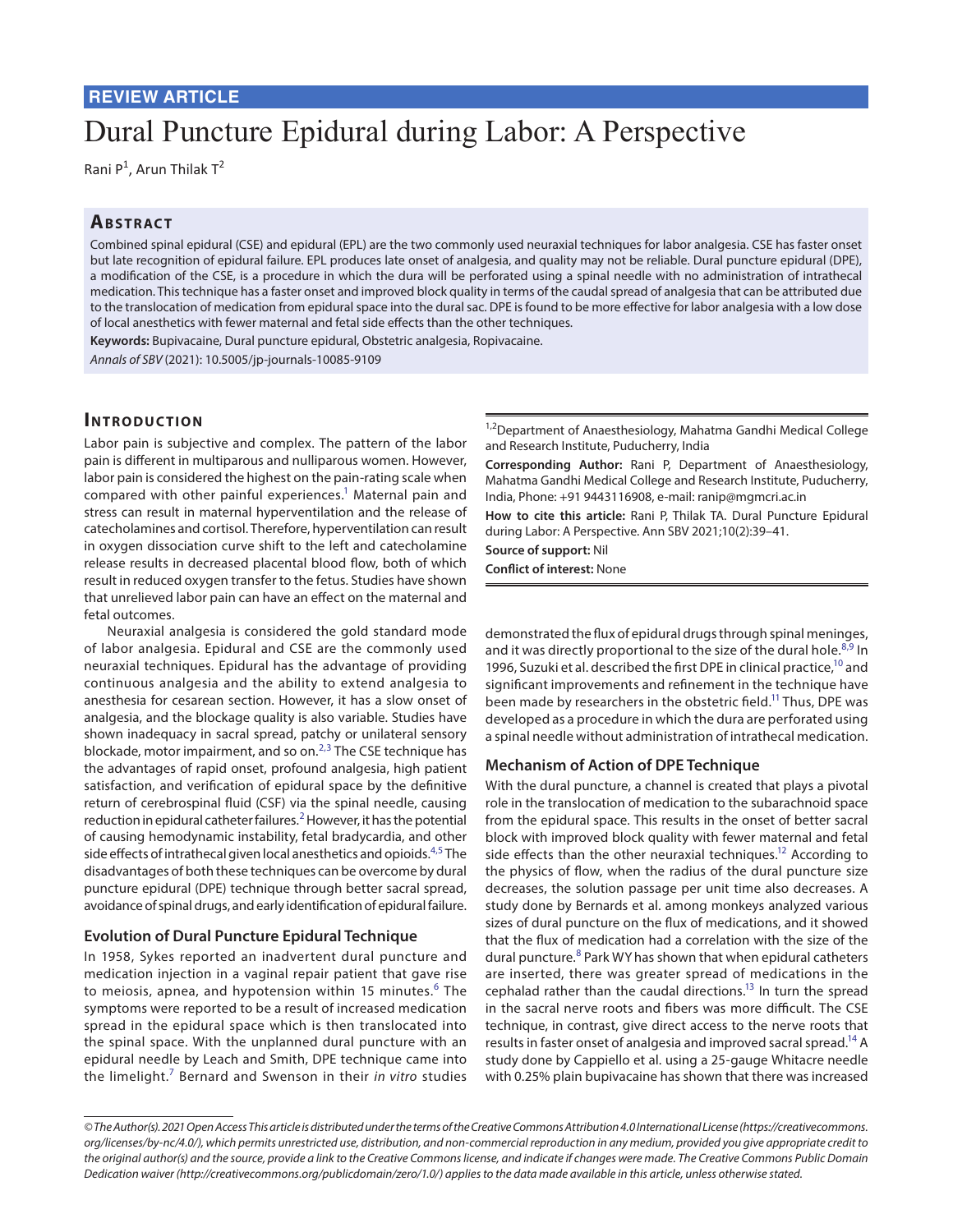REVIEW ARTICLE

# Dural Puncture Epidural during Labor: A Perspective

Rani P[1], Arun Thilak T[2]

## Abstract

Combined spinal epidural (CSE) and epidural (EPL) are the two commonly used neuraxial techniques for labor analgesia. CSE has faster onset but late recognition of epidural failure. EPL produces late onset of analgesia, and quality may not be reliable. Dural puncture epidural (DPE), a modification of the CSE, is a procedure in which the dura will be perforated using a spinal needle with no administration of intrathecal medication. This technique has a faster onset and improved block quality in terms of the caudal spread of analgesia that can be attributed due to the translocation of medication from epidural space into the dural sac. DPE is found to be more effective for labor analgesia with a low dose of local anesthetics with fewer maternal and fetal side effects than the other techniques.

**Keywords:** Bupivacaine, Dural puncture epidural, Obstetric analgesia, Ropivacaine.

*Annals of SBV* (2021): 10.5005/jp-journals-10085-9109

[1,2]Department of Anaesthesiology, Mahatma Gandhi Medical College and Research Institute, Puducherry, India

**Corresponding Author:** Rani P, Department of Anaesthesiology, Mahatma Gandhi Medical College and Research Institute, Puducherry, India, Phone: +91 9443116908, e-mail: ranip@mgmcri.ac.in

**How to cite this article:** Rani P, Thilak TA. Dural Puncture Epidural during Labor: A Perspective. Ann SBV 2021;10(2):39–41.

**Source of support:** Nil

**Conflict of interest:** None

## Introduction

Labor pain is subjective and complex. The pattern of the labor pain is different in multiparous and nulliparous women. However, labor pain is considered the highest on the pain-rating scale when compared with other painful experiences.[1] Maternal pain and stress can result in maternal hyperventilation and the release of catecholamines and cortisol. Therefore, hyperventilation can result in oxygen dissociation curve shift to the left and catecholamine release results in decreased placental blood flow, both of which result in reduced oxygen transfer to the fetus. Studies have shown that unrelieved labor pain can have an effect on the maternal and fetal outcomes.

Neuraxial analgesia is considered the gold standard mode of labor analgesia. Epidural and CSE are the commonly used neuraxial techniques. Epidural has the advantage of providing continuous analgesia and the ability to extend analgesia to anesthesia for cesarean section. However, it has a slow onset of analgesia, and the blockage quality is also variable. Studies have shown inadequacy in sacral spread, patchy or unilateral sensory blockade, motor impairment, and so on.[2,3] The CSE technique has the advantages of rapid onset, profound analgesia, high patient satisfaction, and verification of epidural space by the definitive return of cerebrospinal fluid (CSF) via the spinal needle, causing reduction in epidural catheter failures.[2] However, it has the potential of causing hemodynamic instability, fetal bradycardia, and other side effects of intrathecal given local anesthetics and opioids.[4,5] The disadvantages of both these techniques can be overcome by dural puncture epidural (DPE) technique through better sacral spread, avoidance of spinal drugs, and early identification of epidural failure.

### Evolution of Dural Puncture Epidural Technique

In 1958, Sykes reported an inadvertent dural puncture and medication injection in a vaginal repair patient that gave rise to meiosis, apnea, and hypotension within 15 minutes.[6] The symptoms were reported to be a result of increased medication spread in the epidural space which is then translocated into the spinal space. With the unplanned dural puncture with an epidural needle by Leach and Smith, DPE technique came into the limelight.[7] Bernard and Swenson in their *in vitro* studies demonstrated the flux of epidural drugs through spinal meninges, and it was directly proportional to the size of the dural hole.[8,9] In 1996, Suzuki et al. described the first DPE in clinical practice,[10] and significant improvements and refinement in the technique have been made by researchers in the obstetric field.[11] Thus, DPE was developed as a procedure in which the dura are perforated using a spinal needle without administration of intrathecal medication.

### Mechanism of Action of DPE Technique

With the dural puncture, a channel is created that plays a pivotal role in the translocation of medication to the subarachnoid space from the epidural space. This results in the onset of better sacral block with improved block quality with fewer maternal and fetal side effects than the other neuraxial techniques.[12] According to the physics of flow, when the radius of the dural puncture size decreases, the solution passage per unit time also decreases. A study done by Bernards et al. among monkeys analyzed various sizes of dural puncture on the flux of medications, and it showed that the flux of medication had a correlation with the size of the dural puncture.[8] Park WY has shown that when epidural catheters are inserted, there was greater spread of medications in the cephalad rather than the caudal directions.[13] In turn the spread in the sacral nerve roots and fibers was more difficult. The CSE technique, in contrast, give direct access to the nerve roots that results in faster onset of analgesia and improved sacral spread.[14] A study done by Cappiello et al. using a 25-gauge Whitacre needle with 0.25% plain bupivacaine has shown that there was increased

*© The Author(s). 2021 Open Access This article is distributed under the terms of the Creative Commons Attribution 4.0 International License (https://creativecommons.org/licenses/by-nc/4.0/), which permits unrestricted use, distribution, and non-commercial reproduction in any medium, provided you give appropriate credit to the original author(s) and the source, provide a link to the Creative Commons license, and indicate if changes were made. The Creative Commons Public Domain Dedication waiver (http://creativecommons.org/publicdomain/zero/1.0/) applies to the data made available in this article, unless otherwise stated.*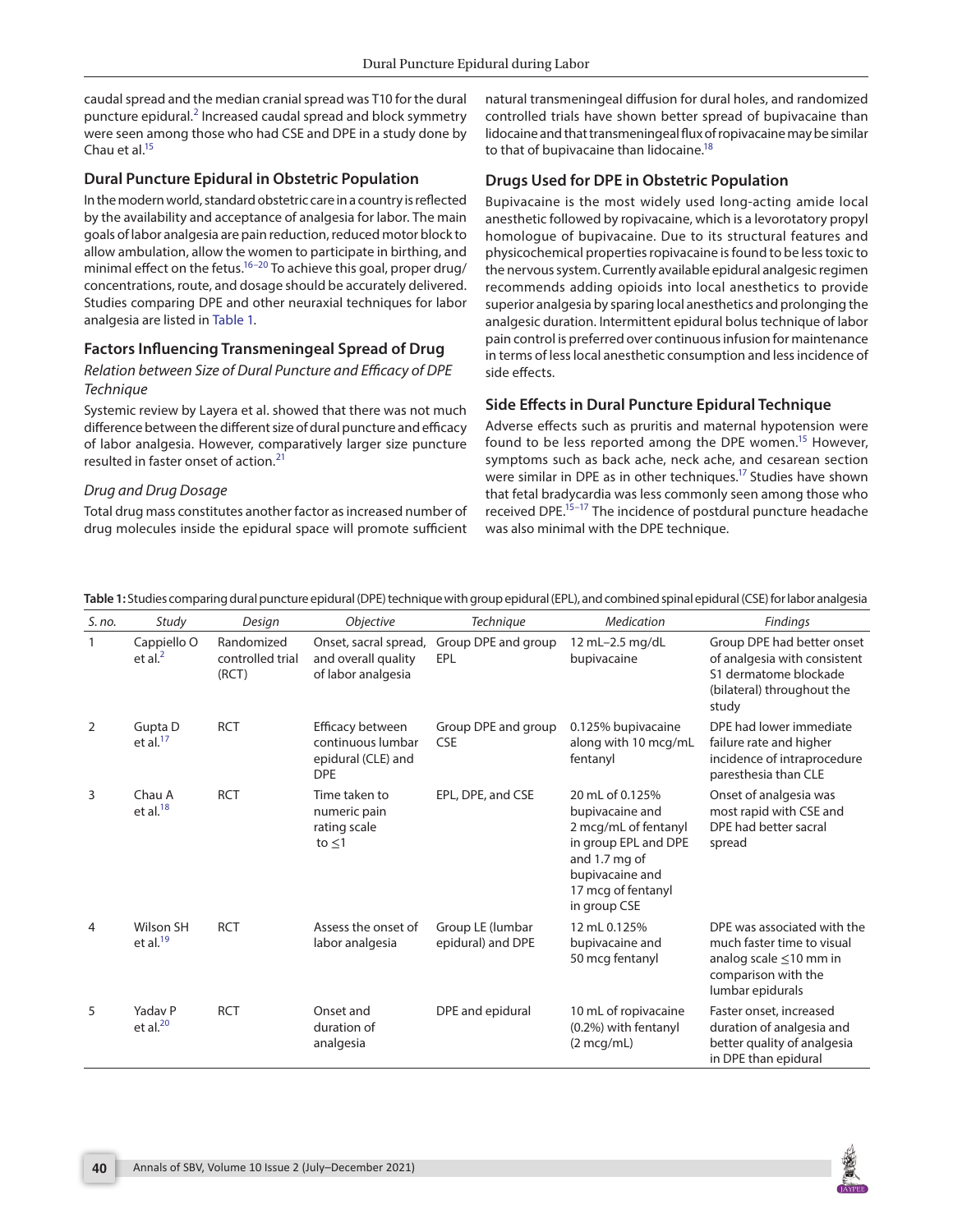caudal spread and the median cranial spread was T10 for the dural puncture epidural.[2] Increased caudal spread and block symmetry were seen among those who had CSE and DPE in a study done by Chau et al.[15]

## Dural Puncture Epidural in Obstetric Population

In the modern world, standard obstetric care in a country is reflected by the availability and acceptance of analgesia for labor. The main goals of labor analgesia are pain reduction, reduced motor block to allow ambulation, allow the women to participate in birthing, and minimal effect on the fetus.[16–20] To achieve this goal, proper drug/concentrations, route, and dosage should be accurately delivered. Studies comparing DPE and other neuraxial techniques for labor analgesia are listed in Table 1.

## Factors Influencing Transmeningeal Spread of Drug

### *Relation between Size of Dural Puncture and Efficacy of DPE Technique*

Systemic review by Layera et al. showed that there was not much difference between the different size of dural puncture and efficacy of labor analgesia. However, comparatively larger size puncture resulted in faster onset of action.[21]

### *Drug and Drug Dosage*

Total drug mass constitutes another factor as increased number of drug molecules inside the epidural space will promote sufficient natural transmeningeal diffusion for dural holes, and randomized controlled trials have shown better spread of bupivacaine than lidocaine and that transmeningeal flux of ropivacaine may be similar to that of bupivacaine than lidocaine.[18]

## Drugs Used for DPE in Obstetric Population

Bupivacaine is the most widely used long-acting amide local anesthetic followed by ropivacaine, which is a levorotatory propyl homologue of bupivacaine. Due to its structural features and physicochemical properties ropivacaine is found to be less toxic to the nervous system. Currently available epidural analgesic regimen recommends adding opioids into local anesthetics to provide superior analgesia by sparing local anesthetics and prolonging the analgesic duration. Intermittent epidural bolus technique of labor pain control is preferred over continuous infusion for maintenance in terms of less local anesthetic consumption and less incidence of side effects.

## Side Effects in Dural Puncture Epidural Technique

Adverse effects such as pruritis and maternal hypotension were found to be less reported among the DPE women.[15] However, symptoms such as back ache, neck ache, and cesarean section were similar in DPE as in other techniques.[17] Studies have shown that fetal bradycardia was less commonly seen among those who received DPE.[15–17] The incidence of postdural puncture headache was also minimal with the DPE technique.

**Table 1:** Studies comparing dural puncture epidural (DPE) technique with group epidural (EPL), and combined spinal epidural (CSE) for labor analgesia

| *S. no.* | *Study* | *Design* | *Objective* | *Technique* | *Medication* | *Findings* |
|---|---|---|---|---|---|---|
| 1 | Cappiello O et al.[2] | Randomized controlled trial (RCT) | Onset, sacral spread, and overall quality of labor analgesia | Group DPE and group EPL | 12 mL–2.5 mg/dL bupivacaine | Group DPE had better onset of analgesia with consistent S1 dermatome blockade (bilateral) throughout the study |
| 2 | Gupta D et al.[17] | RCT | Efficacy between continuous lumbar epidural (CLE) and DPE | Group DPE and group CSE | 0.125% bupivacaine along with 10 mcg/mL fentanyl | DPE had lower immediate failure rate and higher incidence of intraprocedure paresthesia than CLE |
| 3 | Chau A et al.[18] | RCT | Time taken to numeric pain rating scale to ≤1 | EPL, DPE, and CSE | 20 mL of 0.125% bupivacaine and 2 mcg/mL of fentanyl in group EPL and DPE and 1.7 mg of bupivacaine and 17 mcg of fentanyl in group CSE | Onset of analgesia was most rapid with CSE and DPE had better sacral spread |
| 4 | Wilson SH et al.[19] | RCT | Assess the onset of labor analgesia | Group LE (lumbar epidural) and DPE | 12 mL 0.125% bupivacaine and 50 mcg fentanyl | DPE was associated with the much faster time to visual analog scale ≤10 mm in comparison with the lumbar epidurals |
| 5 | Yadav P et al.[20] | RCT | Onset and duration of analgesia | DPE and epidural | 10 mL of ropivacaine (0.2%) with fentanyl (2 mcg/mL) | Faster onset, increased duration of analgesia and better quality of analgesia in DPE than epidural |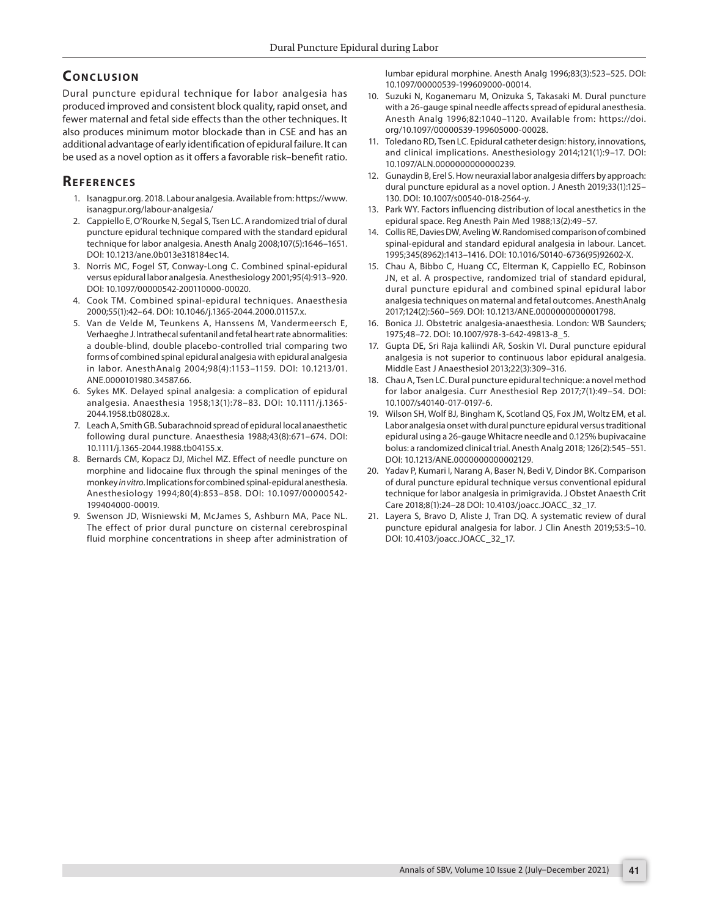## Conclusion

Dural puncture epidural technique for labor analgesia has produced improved and consistent block quality, rapid onset, and fewer maternal and fetal side effects than the other techniques. It also produces minimum motor blockade than in CSE and has an additional advantage of early identification of epidural failure. It can be used as a novel option as it offers a favorable risk–benefit ratio.

## References

1. Isanagpur.org. 2018. Labour analgesia. Available from: https://www.isanagpur.org/labour-analgesia/
2. Cappiello E, O'Rourke N, Segal S, Tsen LC. A randomized trial of dural puncture epidural technique compared with the standard epidural technique for labor analgesia. Anesth Analg 2008;107(5):1646–1651. DOI: 10.1213/ane.0b013e318184ec14.
3. Norris MC, Fogel ST, Conway-Long C. Combined spinal-epidural versus epidural labor analgesia. Anesthesiology 2001;95(4):913–920. DOI: 10.1097/00000542-200110000-00020.
4. Cook TM. Combined spinal-epidural techniques. Anaesthesia 2000;55(1):42–64. DOI: 10.1046/j.1365-2044.2000.01157.x.
5. Van de Velde M, Teunkens A, Hanssens M, Vandermeersch E, Verhaeghe J. Intrathecal sufentanil and fetal heart rate abnormalities: a double-blind, double placebo-controlled trial comparing two forms of combined spinal epidural analgesia with epidural analgesia in labor. AnesthAnalg 2004;98(4):1153–1159. DOI: 10.1213/01.ANE.0000101980.34587.66.
6. Sykes MK. Delayed spinal analgesia: a complication of epidural analgesia. Anaesthesia 1958;13(1):78–83. DOI: 10.1111/j.1365-2044.1958.tb08028.x.
7. Leach A, Smith GB. Subarachnoid spread of epidural local anaesthetic following dural puncture. Anaesthesia 1988;43(8):671–674. DOI: 10.1111/j.1365-2044.1988.tb04155.x.
8. Bernards CM, Kopacz DJ, Michel MZ. Effect of needle puncture on morphine and lidocaine flux through the spinal meninges of the monkey *in vitro*. Implications for combined spinal-epidural anesthesia. Anesthesiology 1994;80(4):853–858. DOI: 10.1097/00000542-199404000-00019.
9. Swenson JD, Wisniewski M, McJames S, Ashburn MA, Pace NL. The effect of prior dural puncture on cisternal cerebrospinal fluid morphine concentrations in sheep after administration of lumbar epidural morphine. Anesth Analg 1996;83(3):523–525. DOI: 10.1097/00000539-199609000-00014.
10. Suzuki N, Koganemaru M, Onizuka S, Takasaki M. Dural puncture with a 26-gauge spinal needle affects spread of epidural anesthesia. Anesth Analg 1996;82:1040–1120. Available from: https://doi.org/10.1097/00000539-199605000-00028.
11. Toledano RD, Tsen LC. Epidural catheter design: history, innovations, and clinical implications. Anesthesiology 2014;121(1):9–17. DOI: 10.1097/ALN.0000000000000239.
12. Gunaydin B, Erel S. How neuraxial labor analgesia differs by approach: dural puncture epidural as a novel option. J Anesth 2019;33(1):125–130. DOI: 10.1007/s00540-018-2564-y.
13. Park WY. Factors influencing distribution of local anesthetics in the epidural space. Reg Anesth Pain Med 1988;13(2):49–57.
14. Collis RE, Davies DW, Aveling W. Randomised comparison of combined spinal-epidural and standard epidural analgesia in labour. Lancet. 1995;345(8962):1413–1416. DOI: 10.1016/S0140-6736(95)92602-X.
15. Chau A, Bibbo C, Huang CC, Elterman K, Cappiello EC, Robinson JN, et al. A prospective, randomized trial of standard epidural, dural puncture epidural and combined spinal epidural labor analgesia techniques on maternal and fetal outcomes. AnesthAnalg 2017;124(2):560–569. DOI: 10.1213/ANE.0000000000001798.
16. Bonica JJ. Obstetric analgesia-anaesthesia. London: WB Saunders; 1975;48–72. DOI: 10.1007/978-3-642-49813-8_5.
17. Gupta DE, Sri Raja kaliindi AR, Soskin VI. Dural puncture epidural analgesia is not superior to continuous labor epidural analgesia. Middle East J Anaesthesiol 2013;22(3):309–316.
18. Chau A, Tsen LC. Dural puncture epidural technique: a novel method for labor analgesia. Curr Anesthesiol Rep 2017;7(1):49–54. DOI: 10.1007/s40140-017-0197-6.
19. Wilson SH, Wolf BJ, Bingham K, Scotland QS, Fox JM, Woltz EM, et al. Labor analgesia onset with dural puncture epidural versus traditional epidural using a 26-gauge Whitacre needle and 0.125% bupivacaine bolus: a randomized clinical trial. Anesth Analg 2018; 126(2):545–551. DOI: 10.1213/ANE.0000000000002129.
20. Yadav P, Kumari I, Narang A, Baser N, Bedi V, Dindor BK. Comparison of dural puncture epidural technique versus conventional epidural technique for labor analgesia in primigravida. J Obstet Anaesth Crit Care 2018;8(1):24–28 DOI: 10.4103/joacc.JOACC_32_17.
21. Layera S, Bravo D, Aliste J, Tran DQ. A systematic review of dural puncture epidural analgesia for labor. J Clin Anesth 2019;53:5–10. DOI: 10.4103/joacc.JOACC_32_17.